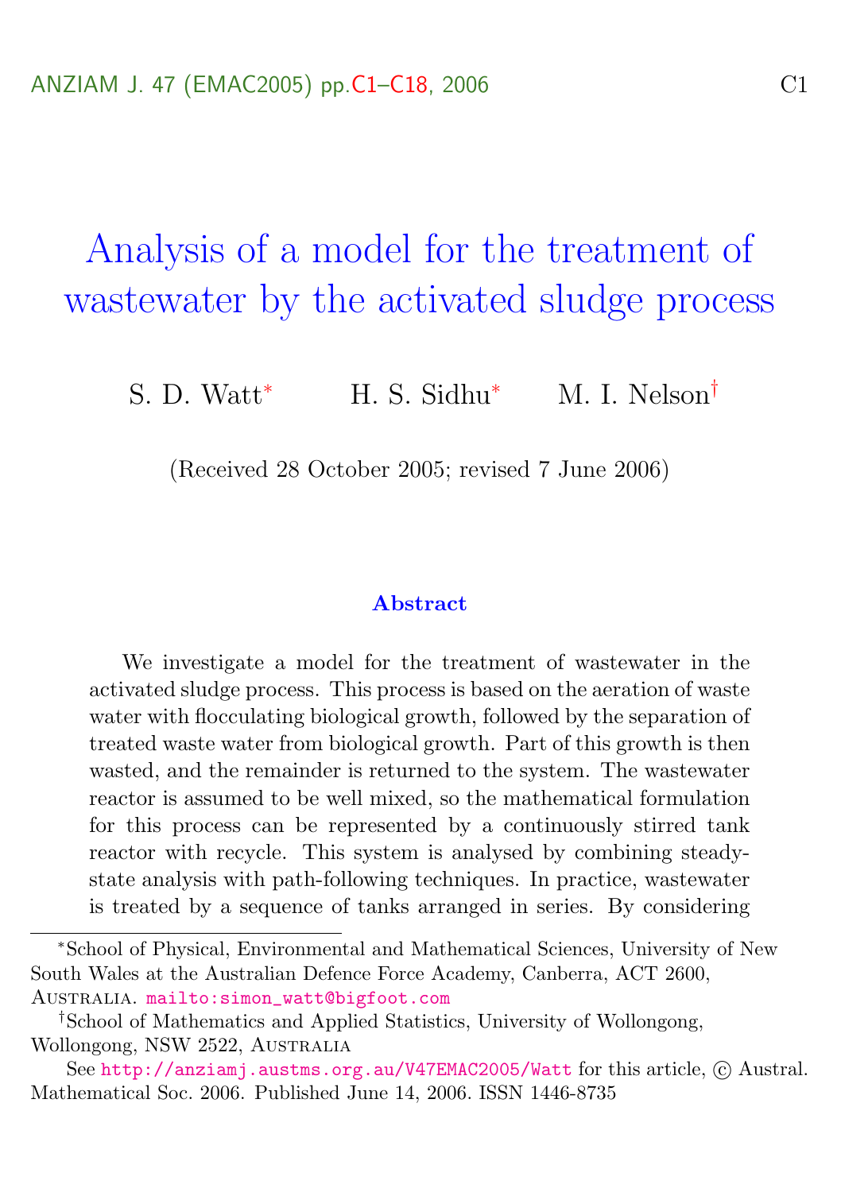# Analysis of a model for the treatment of wastewater by the activated sludge process

S. D. Watt[*] H. S. Sidhu[*] M. I. Nelson[†]

(Received 28 October 2005; revised 7 June 2006)

## Abstract

We investigate a model for the treatment of wastewater in the activated sludge process. This process is based on the aeration of waste water with flocculating biological growth, followed by the separation of treated waste water from biological growth. Part of this growth is then wasted, and the remainder is returned to the system. The wastewater reactor is assumed to be well mixed, so the mathematical formulation for this process can be represented by a continuously stirred tank reactor with recycle. This system is analysed by combining steady-state analysis with path-following techniques. In practice, wastewater is treated by a sequence of tanks arranged in series. By considering

---

[*]School of Physical, Environmental and Mathematical Sciences, University of New South Wales at the Australian Defence Force Academy, Canberra, ACT 2600, Australia. mailto:simon_watt@bigfoot.com

[†]School of Mathematics and Applied Statistics, University of Wollongong, Wollongong, NSW 2522, Australia

See http://anziamj.austms.org.au/V47EMAC2005/Watt for this article, © Austral. Mathematical Soc. 2006. Published June 14, 2006. ISSN 1446-8735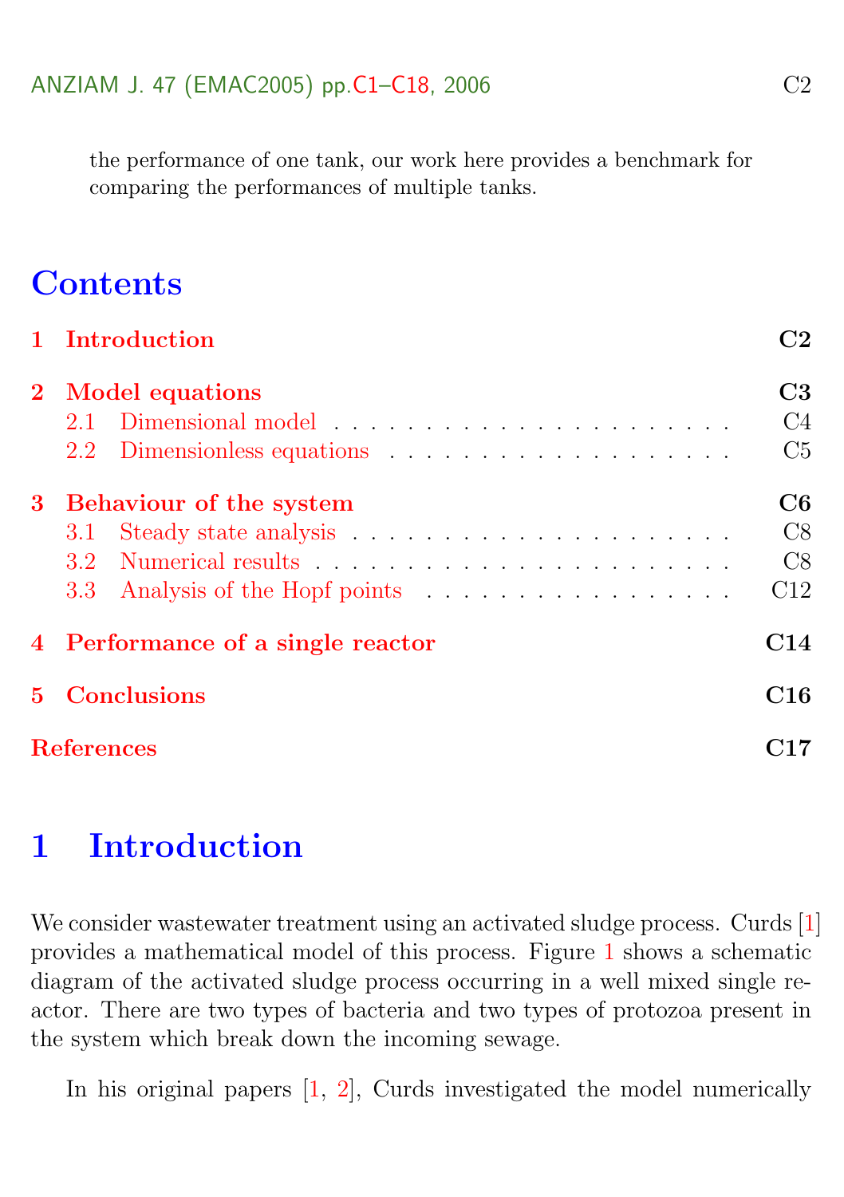the performance of one tank, our work here provides a benchmark for comparing the performances of multiple tanks.

# Contents

**1 Introduction** **C2**

**2 Model equations** **C3**

- 2.1 Dimensional model . . . . . . . . . . . . . . . . . . . . . . . C4
- 2.2 Dimensionless equations . . . . . . . . . . . . . . . . . . . . C5

**3 Behaviour of the system** **C6**

- 3.1 Steady state analysis . . . . . . . . . . . . . . . . . . . . . . C8
- 3.2 Numerical results . . . . . . . . . . . . . . . . . . . . . . . . C8
- 3.3 Analysis of the Hopf points . . . . . . . . . . . . . . . . . . C12

**4 Performance of a single reactor** **C14**

**5 Conclusions** **C16**

**References** **C17**

# 1 Introduction

We consider wastewater treatment using an activated sludge process. Curds [1] provides a mathematical model of this process. Figure 1 shows a schematic diagram of the activated sludge process occurring in a well mixed single reactor. There are two types of bacteria and two types of protozoa present in the system which break down the incoming sewage.

In his original papers [1, 2], Curds investigated the model numerically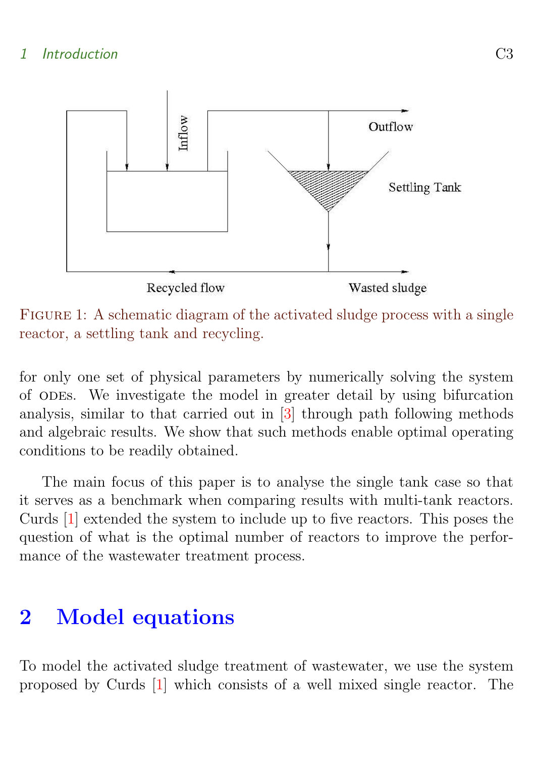FIGURE 1: A schematic diagram of the activated sludge process with a single reactor, a settling tank and recycling.

for only one set of physical parameters by numerically solving the system of ODEs. We investigate the model in greater detail by using bifurcation analysis, similar to that carried out in [3] through path following methods and algebraic results. We show that such methods enable optimal operating conditions to be readily obtained.

The main focus of this paper is to analyse the single tank case so that it serves as a benchmark when comparing results with multi-tank reactors. Curds [1] extended the system to include up to five reactors. This poses the question of what is the optimal number of reactors to improve the performance of the wastewater treatment process.

## 2 Model equations

To model the activated sludge treatment of wastewater, we use the system proposed by Curds [1] which consists of a well mixed single reactor. The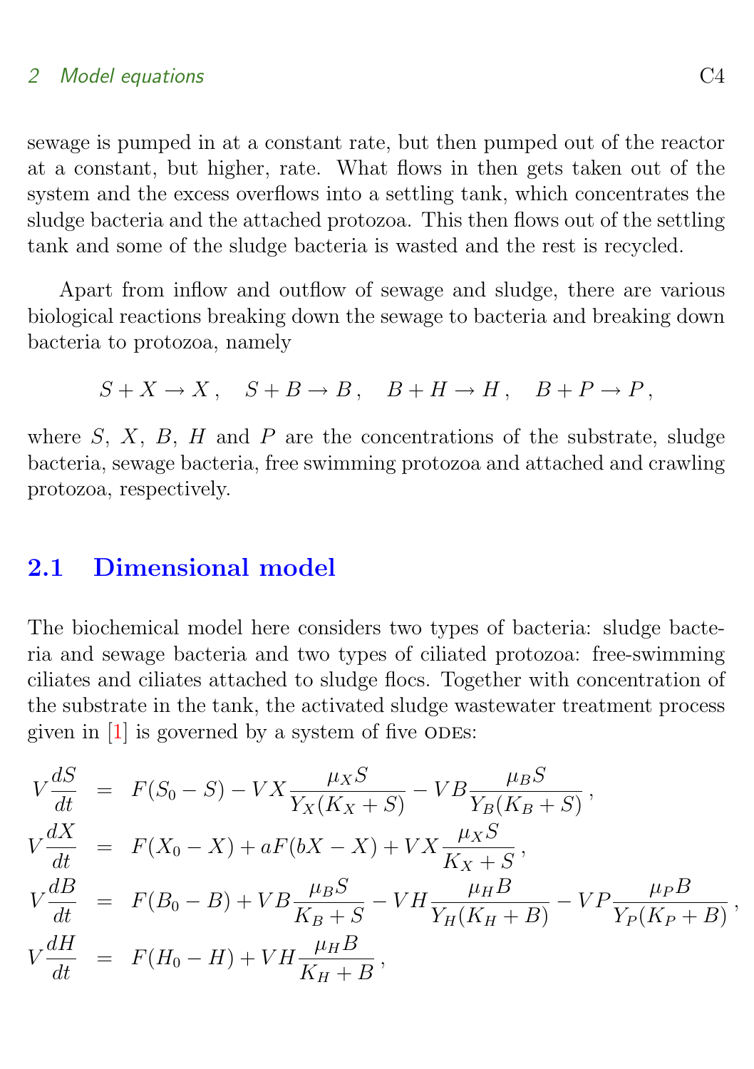sewage is pumped in at a constant rate, but then pumped out of the reactor at a constant, but higher, rate. What flows in then gets taken out of the system and the excess overflows into a settling tank, which concentrates the sludge bacteria and the attached protozoa. This then flows out of the settling tank and some of the sludge bacteria is wasted and the rest is recycled.

Apart from inflow and outflow of sewage and sludge, there are various biological reactions breaking down the sewage to bacteria and breaking down bacteria to protozoa, namely

$$S + X \to X\,, \quad S + B \to B\,, \quad B + H \to H\,, \quad B + P \to P\,,$$

where $S$, $X$, $B$, $H$ and $P$ are the concentrations of the substrate, sludge bacteria, sewage bacteria, free swimming protozoa and attached and crawling protozoa, respectively.

## 2.1 Dimensional model

The biochemical model here considers two types of bacteria: sludge bacteria and sewage bacteria and two types of ciliated protozoa: free-swimming ciliates and ciliates attached to sludge flocs. Together with concentration of the substrate in the tank, the activated sludge wastewater treatment process given in [1] is governed by a system of five ODEs:

$$\begin{aligned}
V\frac{dS}{dt} &= F(S_0 - S) - VX\frac{\mu_X S}{Y_X(K_X + S)} - VB\frac{\mu_B S}{Y_B(K_B + S)}\,, \\
V\frac{dX}{dt} &= F(X_0 - X) + aF(bX - X) + VX\frac{\mu_X S}{K_X + S}\,, \\
V\frac{dB}{dt} &= F(B_0 - B) + VB\frac{\mu_B S}{K_B + S} - VH\frac{\mu_H B}{Y_H(K_H + B)} - VP\frac{\mu_P B}{Y_P(K_P + B)}\,, \\
V\frac{dH}{dt} &= F(H_0 - H) + VH\frac{\mu_H B}{K_H + B}\,,
\end{aligned}$$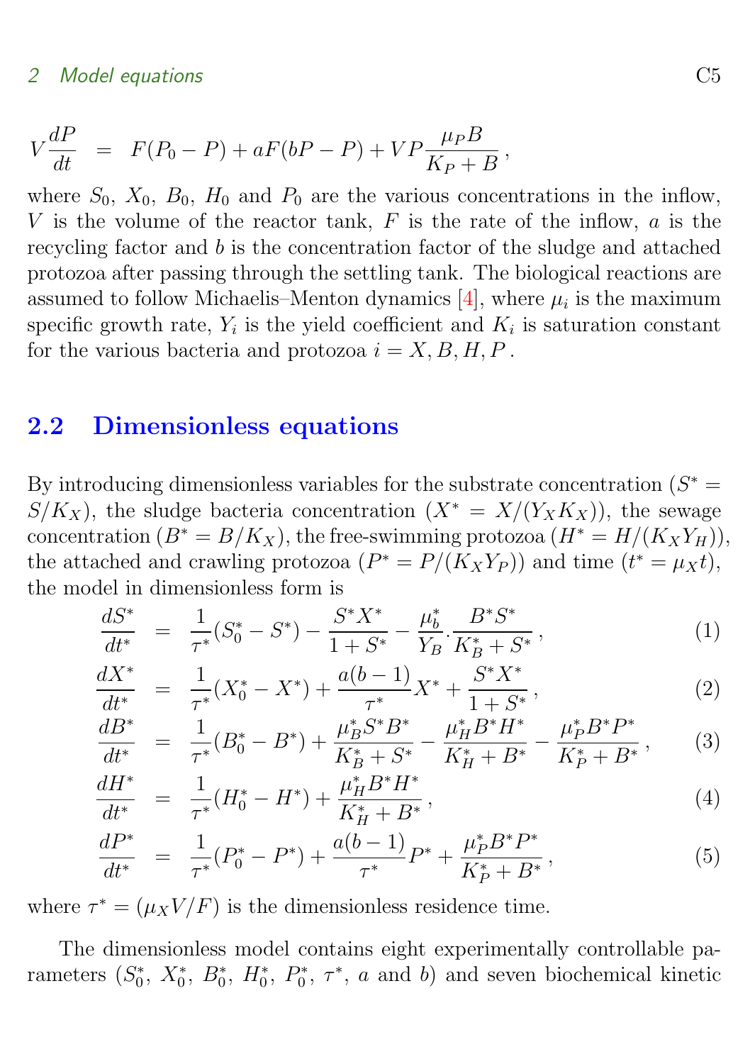$$V\frac{dP}{dt} = F(P_0 - P) + aF(bP - P) + VP\frac{\mu_P B}{K_P + B}\,,$$

where $S_0$, $X_0$, $B_0$, $H_0$ and $P_0$ are the various concentrations in the inflow, $V$ is the volume of the reactor tank, $F$ is the rate of the inflow, $a$ is the recycling factor and $b$ is the concentration factor of the sludge and attached protozoa after passing through the settling tank. The biological reactions are assumed to follow Michaelis–Menton dynamics [4], where $\mu_i$ is the maximum specific growth rate, $Y_i$ is the yield coefficient and $K_i$ is saturation constant for the various bacteria and protozoa $i = X, B, H, P$.

## 2.2 Dimensionless equations

By introducing dimensionless variables for the substrate concentration ($S^* = S/K_X$), the sludge bacteria concentration ($X^* = X/(Y_X K_X)$), the sewage concentration ($B^* = B/K_X$), the free-swimming protozoa ($H^* = H/(K_X Y_H)$), the attached and crawling protozoa ($P^* = P/(K_X Y_P)$) and time ($t^* = \mu_X t$), the model in dimensionless form is

$$\frac{dS^*}{dt^*} = \frac{1}{\tau^*}(S_0^* - S^*) - \frac{S^* X^*}{1 + S^*} - \frac{\mu_b^*}{Y_B}.\frac{B^* S^*}{K_B^* + S^*}\,, \tag{1}$$

$$\frac{dX^*}{dt^*} = \frac{1}{\tau^*}(X_0^* - X^*) + \frac{a(b-1)}{\tau^*}X^* + \frac{S^* X^*}{1 + S^*}\,, \tag{2}$$

$$\frac{dB^*}{dt^*} = \frac{1}{\tau^*}(B_0^* - B^*) + \frac{\mu_B^* S^* B^*}{K_B^* + S^*} - \frac{\mu_H^* B^* H^*}{K_H^* + B^*} - \frac{\mu_P^* B^* P^*}{K_P^* + B^*}\,, \tag{3}$$

$$\frac{dH^*}{dt^*} = \frac{1}{\tau^*}(H_0^* - H^*) + \frac{\mu_H^* B^* H^*}{K_H^* + B^*}\,, \tag{4}$$

$$\frac{dP^*}{dt^*} = \frac{1}{\tau^*}(P_0^* - P^*) + \frac{a(b-1)}{\tau^*}P^* + \frac{\mu_P^* B^* P^*}{K_P^* + B^*}\,, \tag{5}$$

where $\tau^* = (\mu_X V/F)$ is the dimensionless residence time.

The dimensionless model contains eight experimentally controllable parameters ($S_0^*$, $X_0^*$, $B_0^*$, $H_0^*$, $P_0^*$, $\tau^*$, $a$ and $b$) and seven biochemical kinetic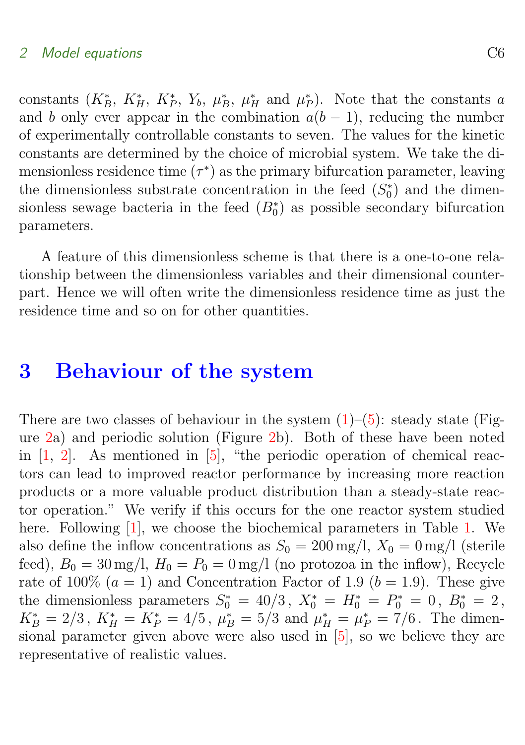constants ($K_B^*$, $K_H^*$, $K_P^*$, $Y_b$, $\mu_B^*$, $\mu_H^*$ and $\mu_P^*$). Note that the constants $a$ and $b$ only ever appear in the combination $a(b-1)$, reducing the number of experimentally controllable constants to seven. The values for the kinetic constants are determined by the choice of microbial system. We take the dimensionless residence time ($\tau^*$) as the primary bifurcation parameter, leaving the dimensionless substrate concentration in the feed ($S_0^*$) and the dimensionless sewage bacteria in the feed ($B_0^*$) as possible secondary bifurcation parameters.

A feature of this dimensionless scheme is that there is a one-to-one relationship between the dimensionless variables and their dimensional counterpart. Hence we will often write the dimensionless residence time as just the residence time and so on for other quantities.

# 3 Behaviour of the system

There are two classes of behaviour in the system (1)–(5): steady state (Figure 2a) and periodic solution (Figure 2b). Both of these have been noted in [1, 2]. As mentioned in [5], "the periodic operation of chemical reactors can lead to improved reactor performance by increasing more reaction products or a more valuable product distribution than a steady-state reactor operation." We verify if this occurs for the one reactor system studied here. Following [1], we choose the biochemical parameters in Table 1. We also define the inflow concentrations as $S_0 = 200\,\text{mg/l}$, $X_0 = 0\,\text{mg/l}$ (sterile feed), $B_0 = 30\,\text{mg/l}$, $H_0 = P_0 = 0\,\text{mg/l}$ (no protozoa in the inflow), Recycle rate of 100% ($a = 1$) and Concentration Factor of 1.9 ($b = 1.9$). These give the dimensionless parameters $S_0^* = 40/3$, $X_0^* = H_0^* = P_0^* = 0$, $B_0^* = 2$, $K_B^* = 2/3$, $K_H^* = K_P^* = 4/5$, $\mu_B^* = 5/3$ and $\mu_H^* = \mu_P^* = 7/6$. The dimensional parameter given above were also used in [5], so we believe they are representative of realistic values.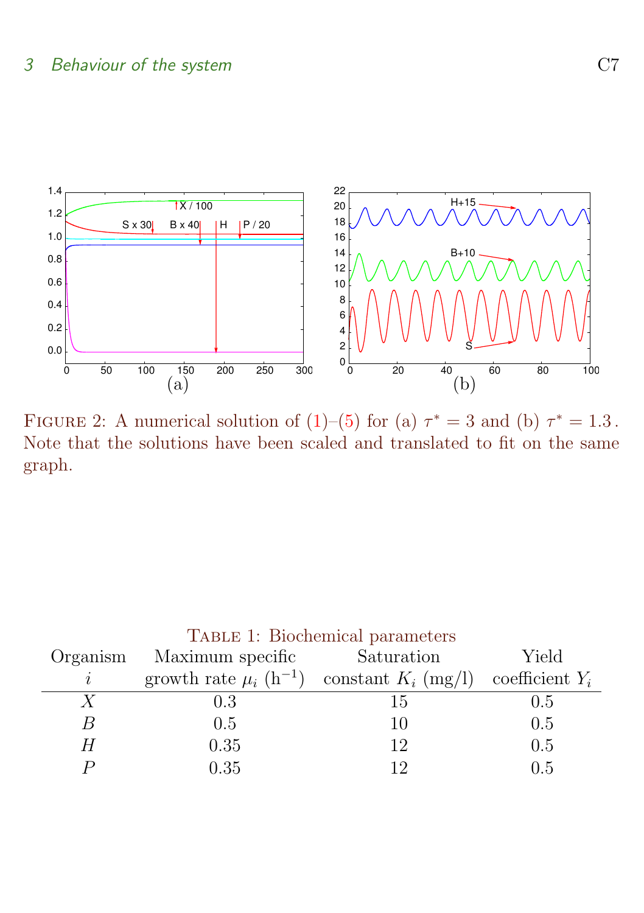Figure 2: A numerical solution of (1)–(5) for (a) $\tau^* = 3$ and (b) $\tau^* = 1.3$. Note that the solutions have been scaled and translated to fit on the same graph.

Table 1: Biochemical parameters

| Organism $i$ | Maximum specific growth rate $\mu_i$ ($\mathrm{h}^{-1}$) | Saturation constant $K_i$ (mg/l) | Yield coefficient $Y_i$ |
|---|---|---|---|
| $X$ | 0.3 | 15 | 0.5 |
| $B$ | 0.5 | 10 | 0.5 |
| $H$ | 0.35 | 12 | 0.5 |
| $P$ | 0.35 | 12 | 0.5 |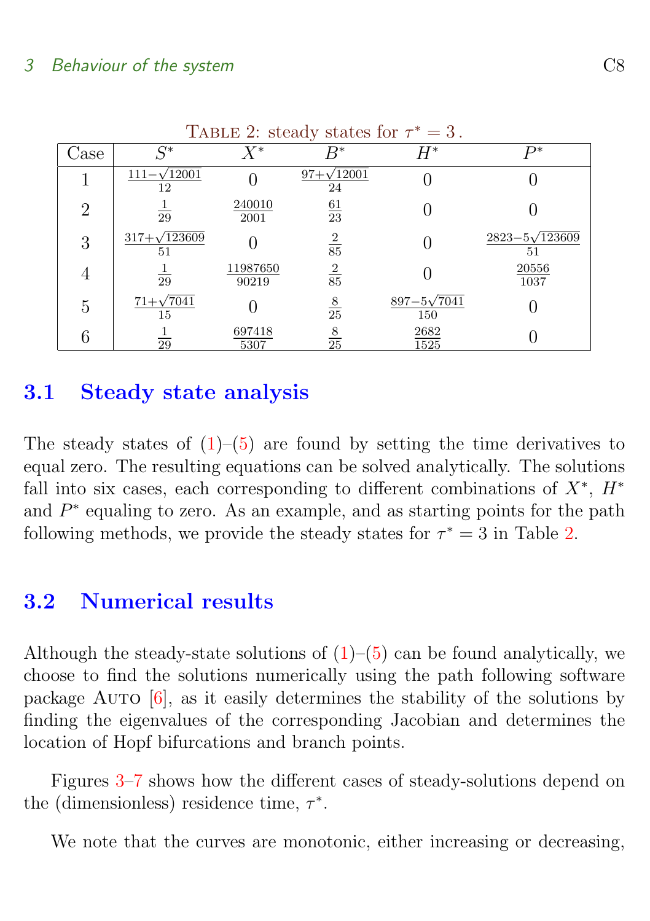Table 2: steady states for $\tau^* = 3$.

| Case | $S^*$ | $X^*$ | $B^*$ | $H^*$ | $P^*$ |
|---|---|---|---|---|---|
| 1 | $\frac{111-\sqrt{12001}}{12}$ | 0 | $\frac{97+\sqrt{12001}}{24}$ | 0 | 0 |
| 2 | $\frac{1}{29}$ | $\frac{240010}{2001}$ | $\frac{61}{23}$ | 0 | 0 |
| 3 | $\frac{317+\sqrt{123609}}{51}$ | 0 | $\frac{2}{85}$ | 0 | $\frac{2823-5\sqrt{123609}}{51}$ |
| 4 | $\frac{1}{29}$ | $\frac{11987650}{90219}$ | $\frac{2}{85}$ | 0 | $\frac{20556}{1037}$ |
| 5 | $\frac{71+\sqrt{7041}}{15}$ | 0 | $\frac{8}{25}$ | $\frac{897-5\sqrt{7041}}{150}$ | 0 |
| 6 | $\frac{1}{29}$ | $\frac{697418}{5307}$ | $\frac{8}{25}$ | $\frac{2682}{1525}$ | 0 |

## 3.1 Steady state analysis

The steady states of (1)–(5) are found by setting the time derivatives to equal zero. The resulting equations can be solved analytically. The solutions fall into six cases, each corresponding to different combinations of $X^*$, $H^*$ and $P^*$ equaling to zero. As an example, and as starting points for the path following methods, we provide the steady states for $\tau^* = 3$ in Table 2.

## 3.2 Numerical results

Although the steady-state solutions of (1)–(5) can be found analytically, we choose to find the solutions numerically using the path following software package Auto [6], as it easily determines the stability of the solutions by finding the eigenvalues of the corresponding Jacobian and determines the location of Hopf bifurcations and branch points.

Figures 3–7 shows how the different cases of steady-solutions depend on the (dimensionless) residence time, $\tau^*$.

We note that the curves are monotonic, either increasing or decreasing,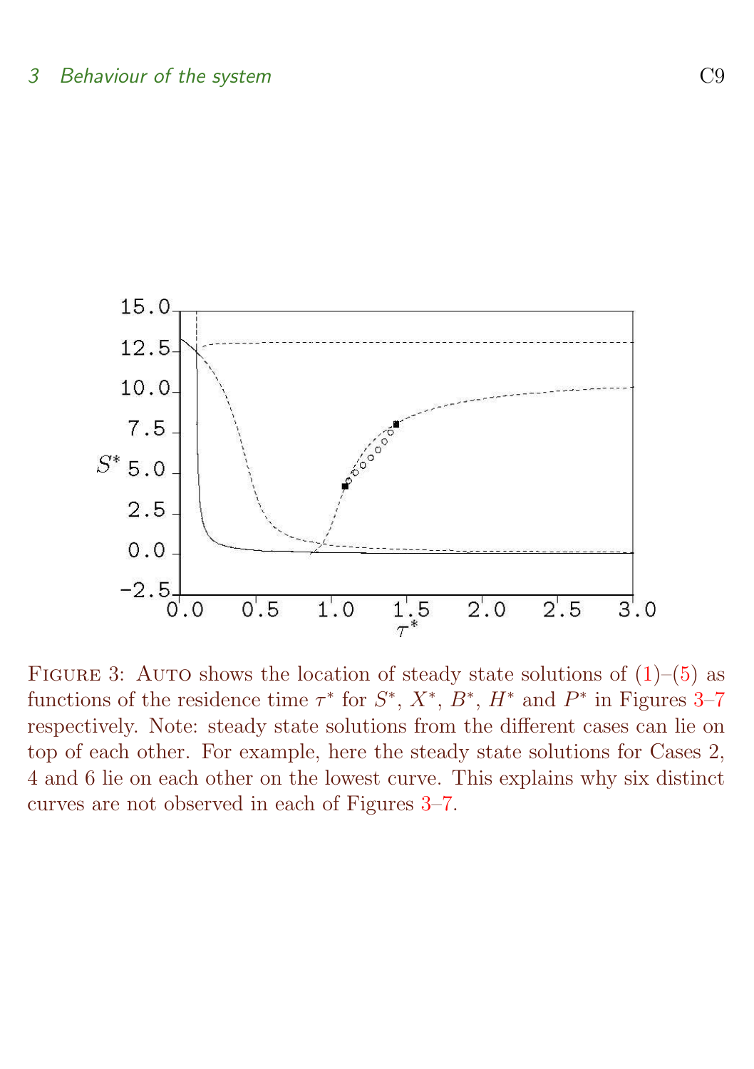FIGURE 3: AUTO shows the location of steady state solutions of (1)–(5) as functions of the residence time $\tau^*$ for $S^*$, $X^*$, $B^*$, $H^*$ and $P^*$ in Figures 3–7 respectively. Note: steady state solutions from the different cases can lie on top of each other. For example, here the steady state solutions for Cases 2, 4 and 6 lie on each other on the lowest curve. This explains why six distinct curves are not observed in each of Figures 3–7.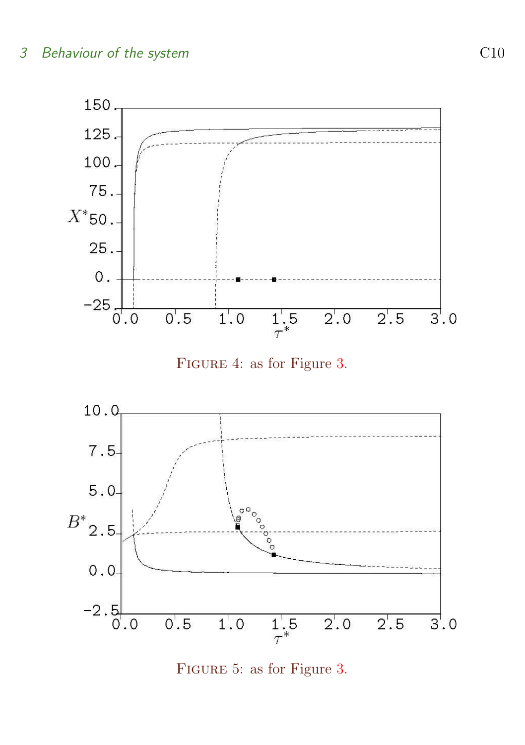FIGURE 4: as for Figure 3.

FIGURE 5: as for Figure 3.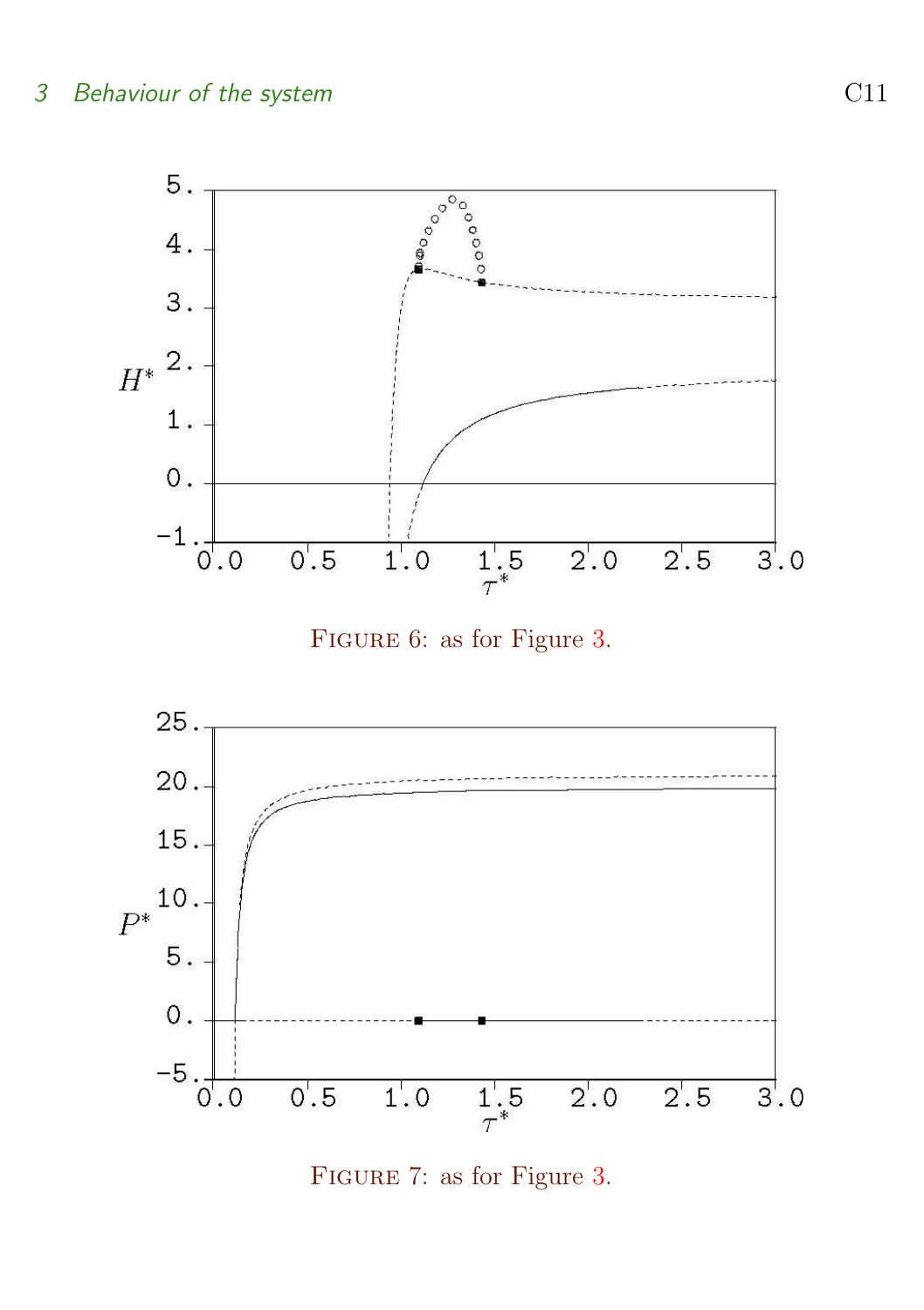FIGURE 6: as for Figure 3.

FIGURE 7: as for Figure 3.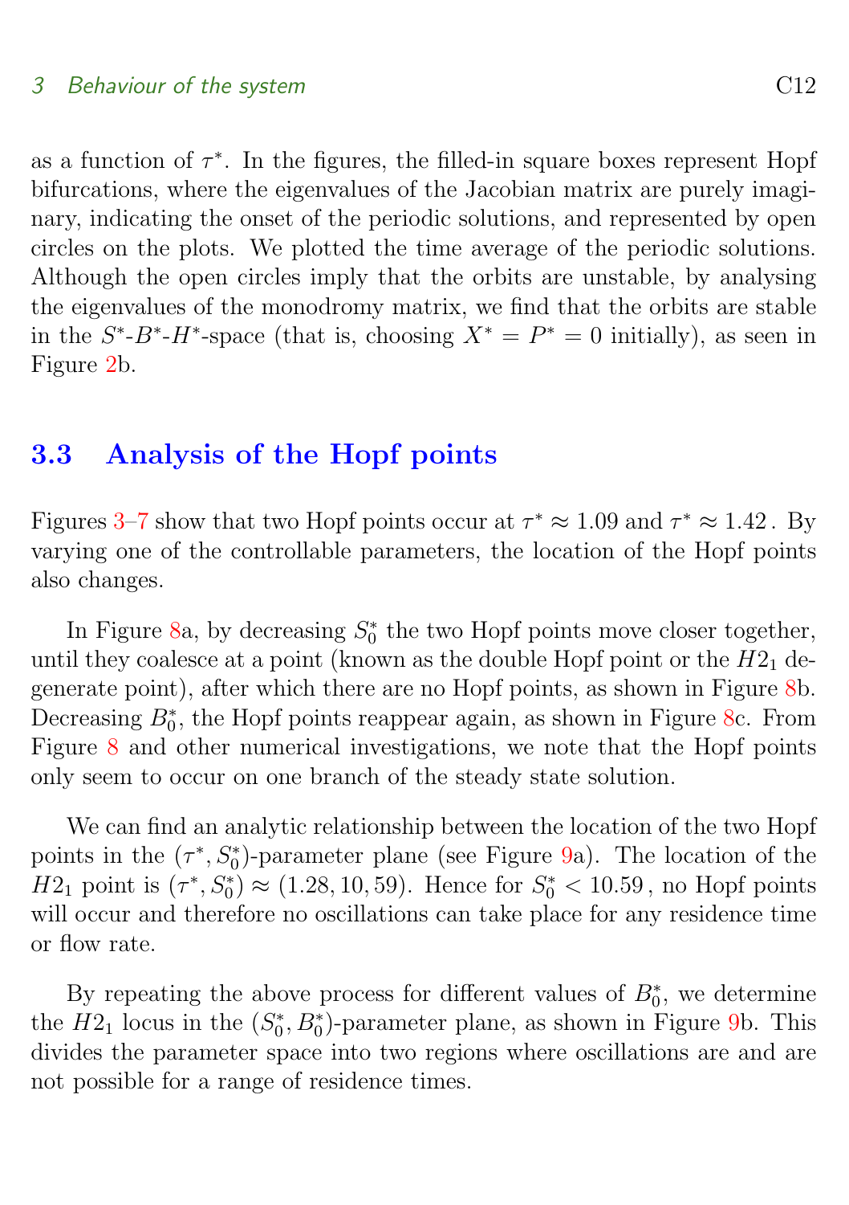as a function of $\tau^*$. In the figures, the filled-in square boxes represent Hopf bifurcations, where the eigenvalues of the Jacobian matrix are purely imaginary, indicating the onset of the periodic solutions, and represented by open circles on the plots. We plotted the time average of the periodic solutions. Although the open circles imply that the orbits are unstable, by analysing the eigenvalues of the monodromy matrix, we find that the orbits are stable in the $S^*$-$B^*$-$H^*$-space (that is, choosing $X^* = P^* = 0$ initially), as seen in Figure 2b.

### 3.3 Analysis of the Hopf points

Figures 3–7 show that two Hopf points occur at $\tau^* \approx 1.09$ and $\tau^* \approx 1.42$. By varying one of the controllable parameters, the location of the Hopf points also changes.

In Figure 8a, by decreasing $S_0^*$ the two Hopf points move closer together, until they coalesce at a point (known as the double Hopf point or the $H2_1$ degenerate point), after which there are no Hopf points, as shown in Figure 8b. Decreasing $B_0^*$, the Hopf points reappear again, as shown in Figure 8c. From Figure 8 and other numerical investigations, we note that the Hopf points only seem to occur on one branch of the steady state solution.

We can find an analytic relationship between the location of the two Hopf points in the $(\tau^*, S_0^*)$-parameter plane (see Figure 9a). The location of the $H2_1$ point is $(\tau^*, S_0^*) \approx (1.28, 10, 59)$. Hence for $S_0^* < 10.59$, no Hopf points will occur and therefore no oscillations can take place for any residence time or flow rate.

By repeating the above process for different values of $B_0^*$, we determine the $H2_1$ locus in the $(S_0^*, B_0^*)$-parameter plane, as shown in Figure 9b. This divides the parameter space into two regions where oscillations are and are not possible for a range of residence times.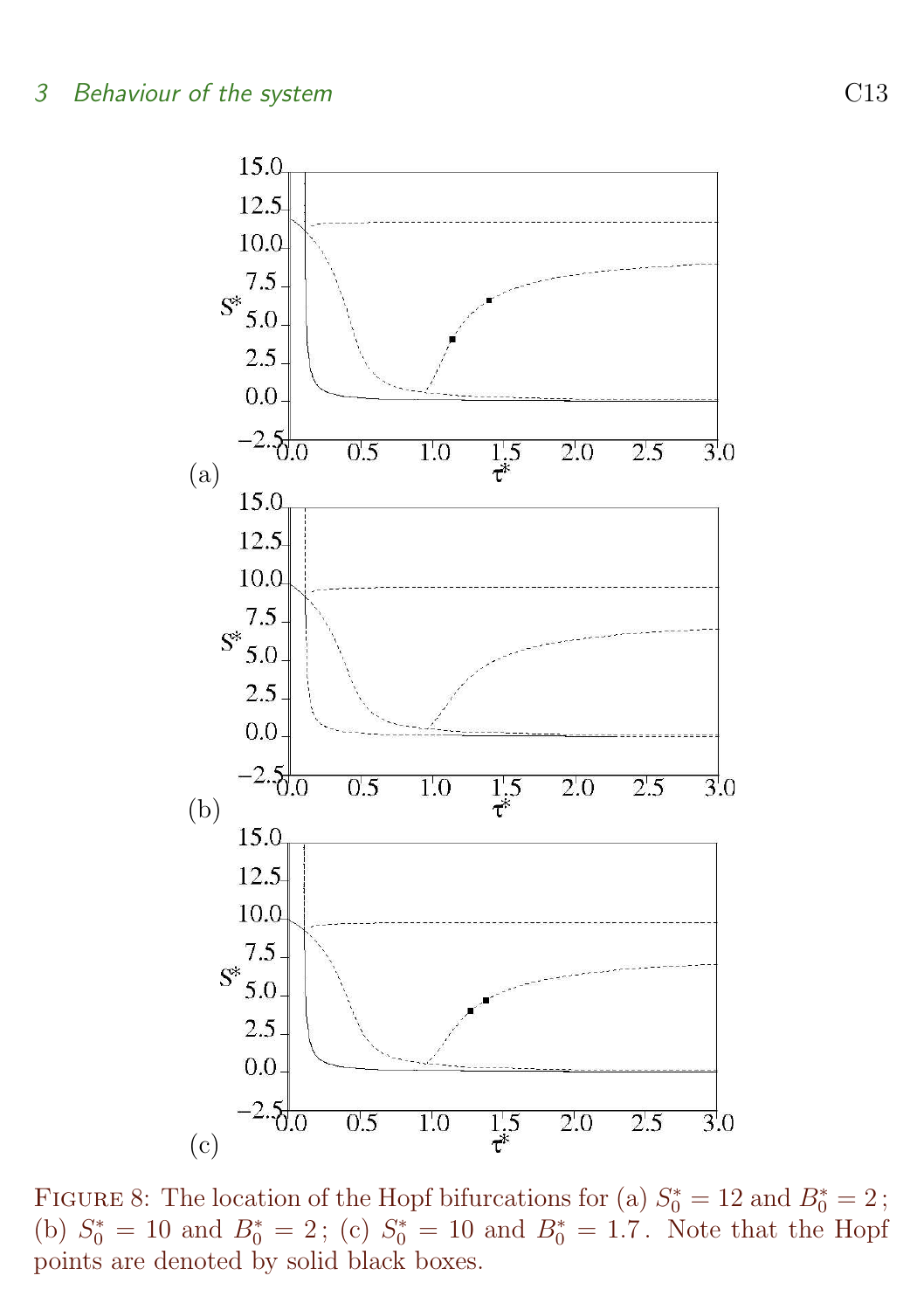Figure 8: The location of the Hopf bifurcations for (a) $S_0^* = 12$ and $B_0^* = 2$; (b) $S_0^* = 10$ and $B_0^* = 2$; (c) $S_0^* = 10$ and $B_0^* = 1.7$. Note that the Hopf points are denoted by solid black boxes.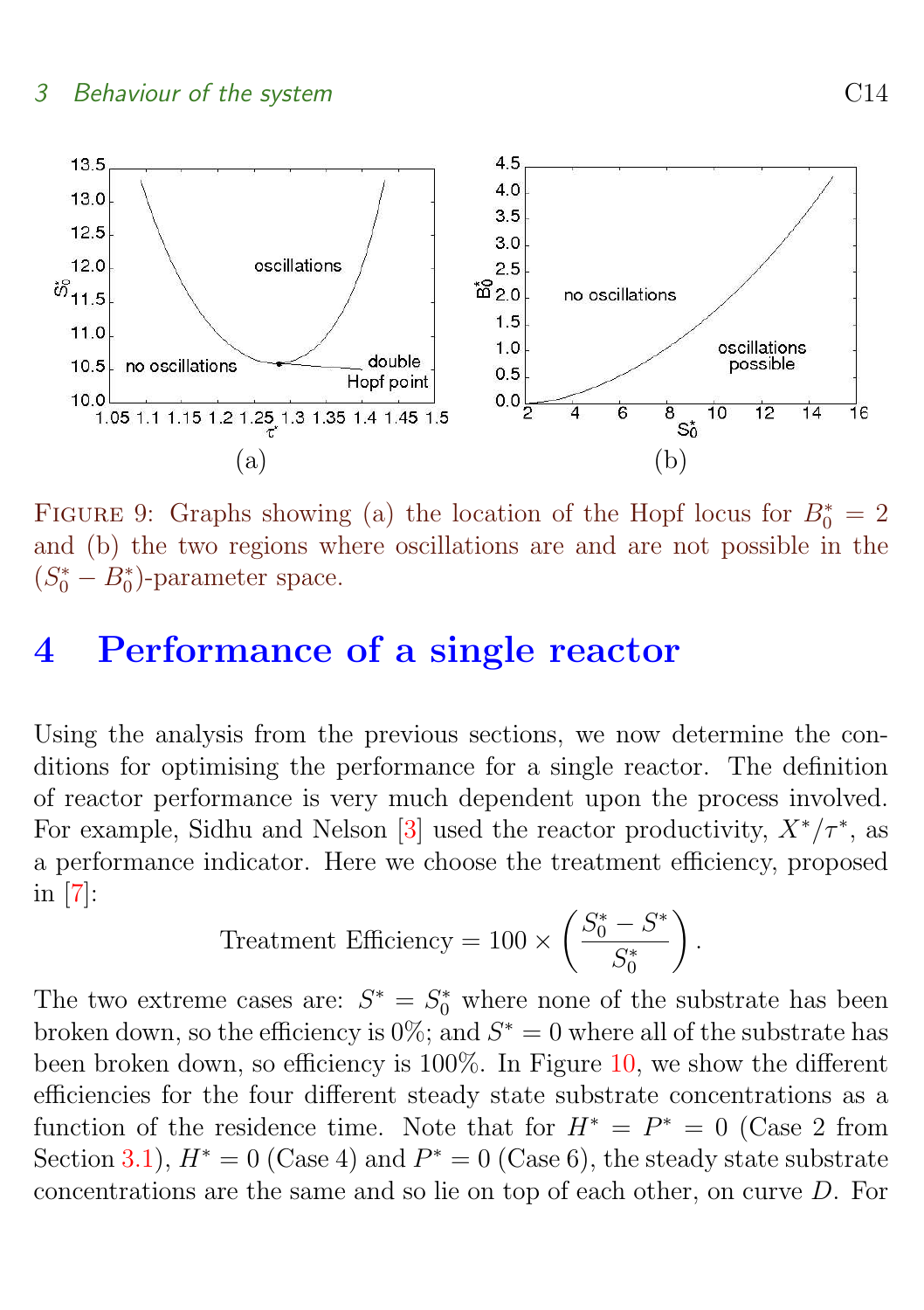FIGURE 9: Graphs showing (a) the location of the Hopf locus for $B_0^* = 2$ and (b) the two regions where oscillations are and are not possible in the $(S_0^* - B_0^*)$-parameter space.

# 4 Performance of a single reactor

Using the analysis from the previous sections, we now determine the conditions for optimising the performance for a single reactor. The definition of reactor performance is very much dependent upon the process involved. For example, Sidhu and Nelson [3] used the reactor productivity, $X^*/\tau^*$, as a performance indicator. Here we choose the treatment efficiency, proposed in [7]:

$$\text{Treatment Efficiency} = 100 \times \left( \frac{S_0^* - S^*}{S_0^*} \right).$$

The two extreme cases are: $S^* = S_0^*$ where none of the substrate has been broken down, so the efficiency is 0%; and $S^* = 0$ where all of the substrate has been broken down, so efficiency is 100%. In Figure 10, we show the different efficiencies for the four different steady state substrate concentrations as a function of the residence time. Note that for $H^* = P^* = 0$ (Case 2 from Section 3.1), $H^* = 0$ (Case 4) and $P^* = 0$ (Case 6), the steady state substrate concentrations are the same and so lie on top of each other, on curve $D$. For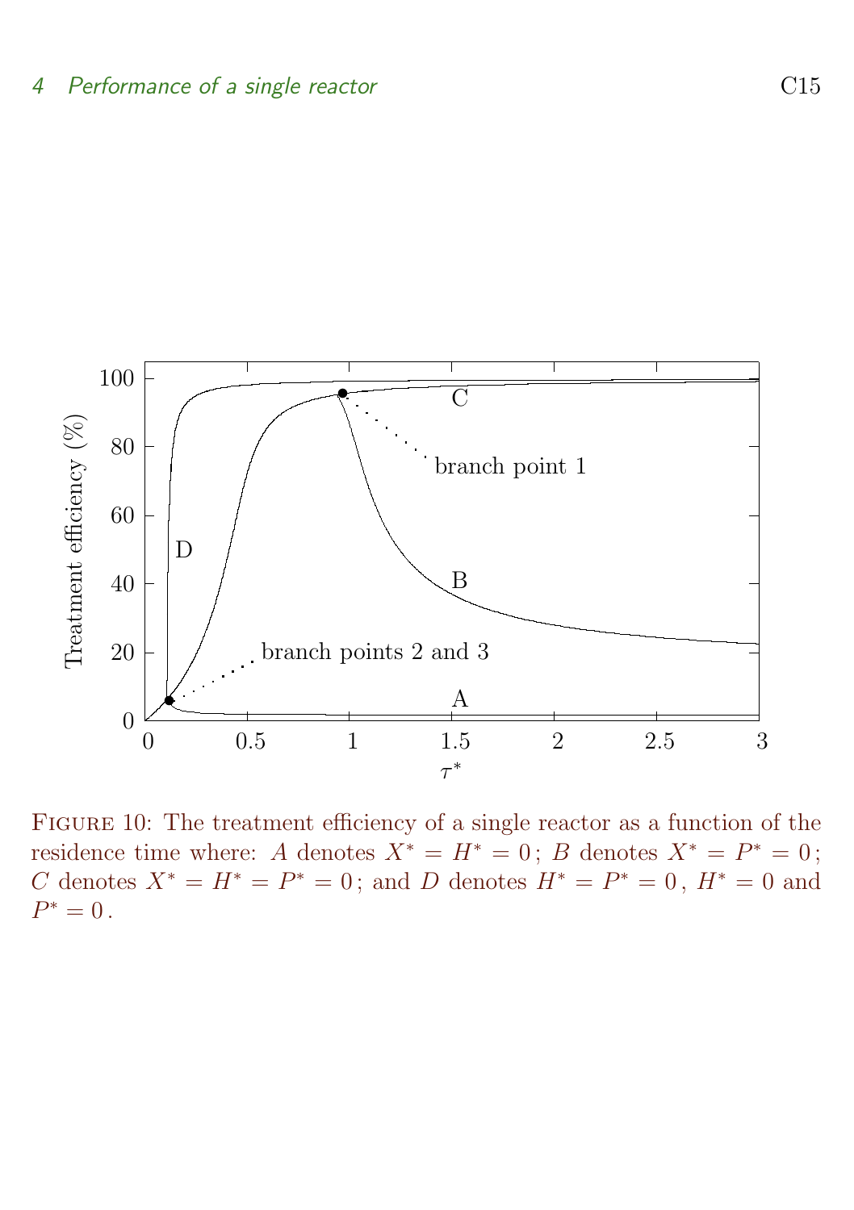FIGURE 10: The treatment efficiency of a single reactor as a function of the residence time where: $A$ denotes $X^* = H^* = 0$; $B$ denotes $X^* = P^* = 0$; $C$ denotes $X^* = H^* = P^* = 0$; and $D$ denotes $H^* = P^* = 0$, $H^* = 0$ and $P^* = 0$.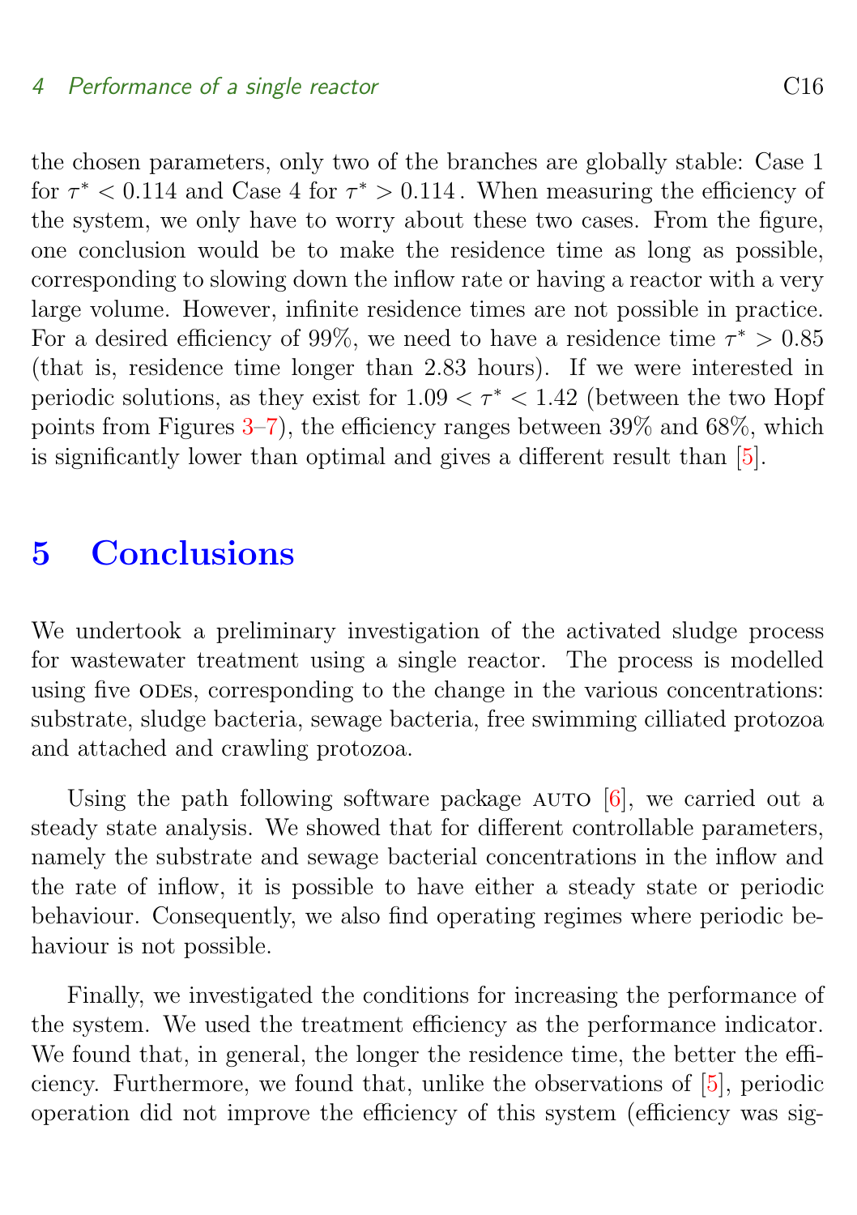the chosen parameters, only two of the branches are globally stable: Case 1 for $\tau^* < 0.114$ and Case 4 for $\tau^* > 0.114$. When measuring the efficiency of the system, we only have to worry about these two cases. From the figure, one conclusion would be to make the residence time as long as possible, corresponding to slowing down the inflow rate or having a reactor with a very large volume. However, infinite residence times are not possible in practice. For a desired efficiency of 99%, we need to have a residence time $\tau^* > 0.85$ (that is, residence time longer than 2.83 hours). If we were interested in periodic solutions, as they exist for $1.09 < \tau^* < 1.42$ (between the two Hopf points from Figures 3–7), the efficiency ranges between 39% and 68%, which is significantly lower than optimal and gives a different result than [5].

# 5 Conclusions

We undertook a preliminary investigation of the activated sludge process for wastewater treatment using a single reactor. The process is modelled using five ODEs, corresponding to the change in the various concentrations: substrate, sludge bacteria, sewage bacteria, free swimming cilliated protozoa and attached and crawling protozoa.

Using the path following software package AUTO [6], we carried out a steady state analysis. We showed that for different controllable parameters, namely the substrate and sewage bacterial concentrations in the inflow and the rate of inflow, it is possible to have either a steady state or periodic behaviour. Consequently, we also find operating regimes where periodic behaviour is not possible.

Finally, we investigated the conditions for increasing the performance of the system. We used the treatment efficiency as the performance indicator. We found that, in general, the longer the residence time, the better the efficiency. Furthermore, we found that, unlike the observations of [5], periodic operation did not improve the efficiency of this system (efficiency was sig-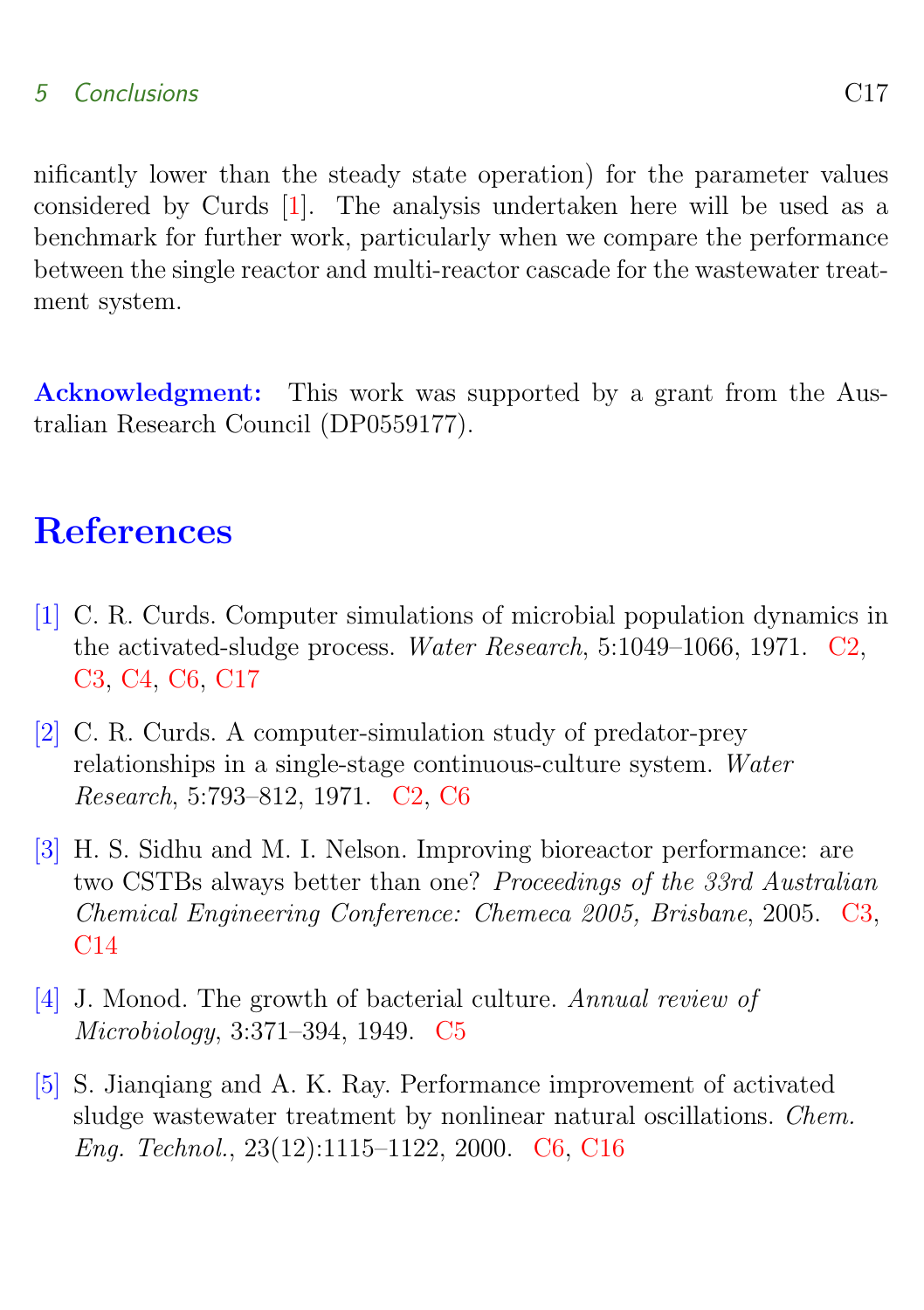nificantly lower than the steady state operation) for the parameter values considered by Curds [1]. The analysis undertaken here will be used as a benchmark for further work, particularly when we compare the performance between the single reactor and multi-reactor cascade for the wastewater treatment system.

**Acknowledgment:** This work was supported by a grant from the Australian Research Council (DP0559177).

# References

[1] C. R. Curds. Computer simulations of microbial population dynamics in the activated-sludge process. *Water Research*, 5:1049–1066, 1971. C2, C3, C4, C6, C17

[2] C. R. Curds. A computer-simulation study of predator-prey relationships in a single-stage continuous-culture system. *Water Research*, 5:793–812, 1971. C2, C6

[3] H. S. Sidhu and M. I. Nelson. Improving bioreactor performance: are two CSTBs always better than one? *Proceedings of the 33rd Australian Chemical Engineering Conference: Chemeca 2005, Brisbane*, 2005. C3, C14

[4] J. Monod. The growth of bacterial culture. *Annual review of Microbiology*, 3:371–394, 1949. C5

[5] S. Jianqiang and A. K. Ray. Performance improvement of activated sludge wastewater treatment by nonlinear natural oscillations. *Chem. Eng. Technol.*, 23(12):1115–1122, 2000. C6, C16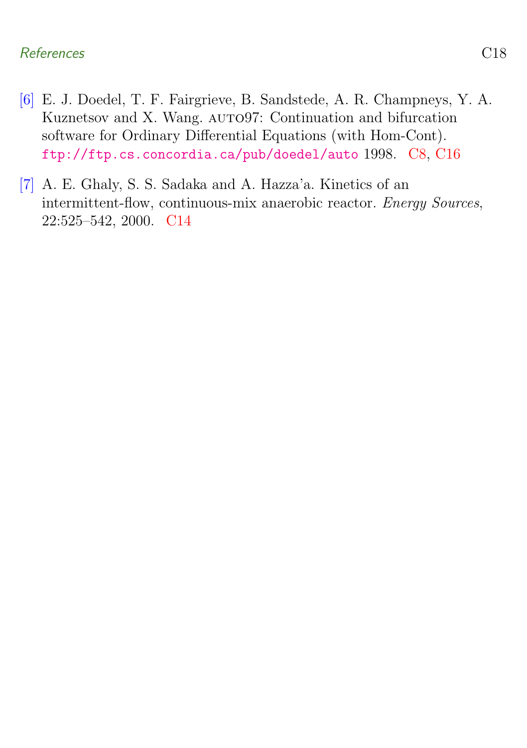[6] E. J. Doedel, T. F. Fairgrieve, B. Sandstede, A. R. Champneys, Y. A. Kuznetsov and X. Wang. AUTO97: Continuation and bifurcation software for Ordinary Differential Equations (with Hom-Cont). `ftp://ftp.cs.concordia.ca/pub/doedel/auto` 1998. C8, C16

[7] A. E. Ghaly, S. S. Sadaka and A. Hazza'a. Kinetics of an intermittent-flow, continuous-mix anaerobic reactor. *Energy Sources*, 22:525–542, 2000. C14